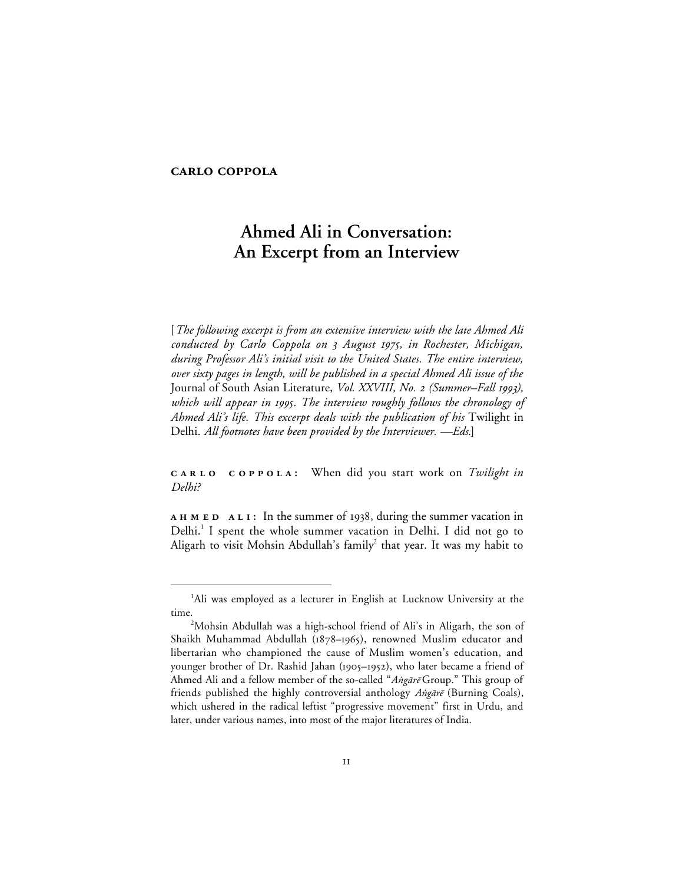**CARLO COPPOLA**

# Ahmed Ali in Conversation: An Excerpt from an Interview

[*The following excerpt is from an extensive interview with the late Ahmed Ali conducted by Carlo Coppola on 3 August 1975, in Rochester, Michigan, during Professor Ali's initial visit to the United States. The entire interview, over sixty pages in length, will be published in a special Ahmed Ali issue of the* Journal of South Asian Literature, *Vol. XXVIII, No. 2 (Summer–Fall 1993), which will appear in 1995. The interview roughly follows the chronology of Ahmed Ali's life. This excerpt deals with the publication of his* Twilight in Delhi. *All footnotes have been provided by the Interviewer. —Eds.*]

**CARLO COPPOLA:** When did you start work on *Twilight in Delhi?*

**AHMED ALI:** In the summer of 1938, during the summer vacation in Delhi.[1] I spent the whole summer vacation in Delhi. I did not go to Aligarh to visit Mohsin Abdullah's family[2] that year. It was my habit to

---

[1]Ali was employed as a lecturer in English at Lucknow University at the time.

[2]Mohsin Abdullah was a high-school friend of Ali's in Aligarh, the son of Shaikh Muhammad Abdullah (1878–1965), renowned Muslim educator and libertarian who championed the cause of Muslim women's education, and younger brother of Dr. Rashid Jahan (1905–1952), who later became a friend of Ahmed Ali and a fellow member of the so-called "*Aṅgārē* Group." This group of friends published the highly controversial anthology *Aṅgārē* (Burning Coals), which ushered in the radical leftist "progressive movement" first in Urdu, and later, under various names, into most of the major literatures of India.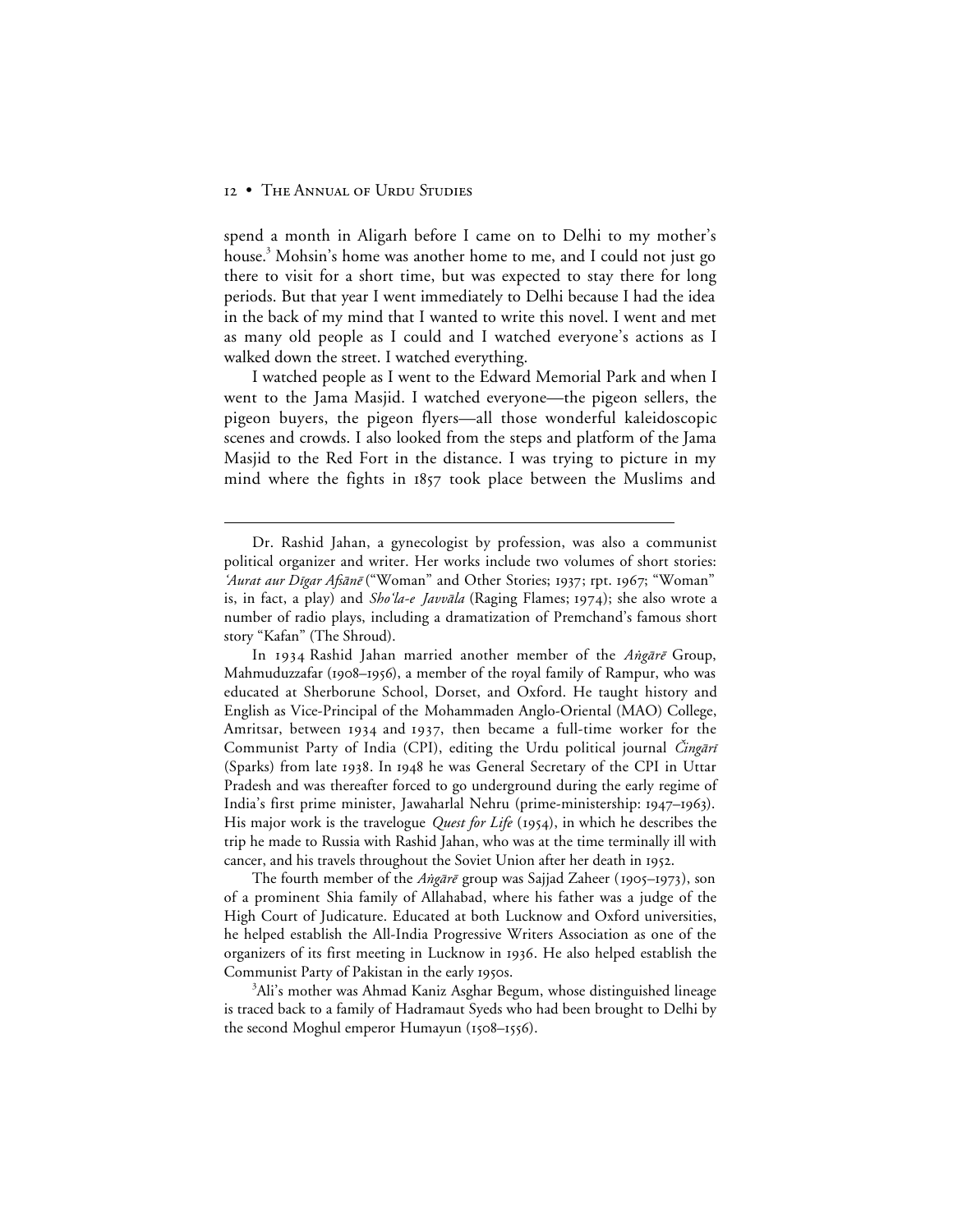spend a month in Aligarh before I came on to Delhi to my mother's house.[3] Mohsin's home was another home to me, and I could not just go there to visit for a short time, but was expected to stay there for long periods. But that year I went immediately to Delhi because I had the idea in the back of my mind that I wanted to write this novel. I went and met as many old people as I could and I watched everyone's actions as I walked down the street. I watched everything.

I watched people as I went to the Edward Memorial Park and when I went to the Jama Masjid. I watched everyone—the pigeon sellers, the pigeon buyers, the pigeon flyers—all those wonderful kaleidoscopic scenes and crowds. I also looked from the steps and platform of the Jama Masjid to the Red Fort in the distance. I was trying to picture in my mind where the fights in 1857 took place between the Muslims and

---

Dr. Rashid Jahan, a gynecologist by profession, was also a communist political organizer and writer. Her works include two volumes of short stories: *'Aurat aur Dīgar Afsānē* ("Woman" and Other Stories; 1937; rpt. 1967; "Woman" is, in fact, a play) and *Sho'la-e Javvāla* (Raging Flames; 1974); she also wrote a number of radio plays, including a dramatization of Premchand's famous short story "Kafan" (The Shroud).

In 1934 Rashid Jahan married another member of the *Aṅgārē* Group, Mahmuduzzafar (1908–1956), a member of the royal family of Rampur, who was educated at Sherborune School, Dorset, and Oxford. He taught history and English as Vice-Principal of the Mohammaden Anglo-Oriental (MAO) College, Amritsar, between 1934 and 1937, then became a full-time worker for the Communist Party of India (CPI), editing the Urdu political journal *Čingārī* (Sparks) from late 1938. In 1948 he was General Secretary of the CPI in Uttar Pradesh and was thereafter forced to go underground during the early regime of India's first prime minister, Jawaharlal Nehru (prime-ministership: 1947–1963). His major work is the travelogue *Quest for Life* (1954), in which he describes the trip he made to Russia with Rashid Jahan, who was at the time terminally ill with cancer, and his travels throughout the Soviet Union after her death in 1952.

The fourth member of the *Aṅgārē* group was Sajjad Zaheer (1905–1973), son of a prominent Shia family of Allahabad, where his father was a judge of the High Court of Judicature. Educated at both Lucknow and Oxford universities, he helped establish the All-India Progressive Writers Association as one of the organizers of its first meeting in Lucknow in 1936. He also helped establish the Communist Party of Pakistan in the early 1950s.

[3]Ali's mother was Ahmad Kaniz Asghar Begum, whose distinguished lineage is traced back to a family of Hadramaut Syeds who had been brought to Delhi by the second Moghul emperor Humayun (1508–1556).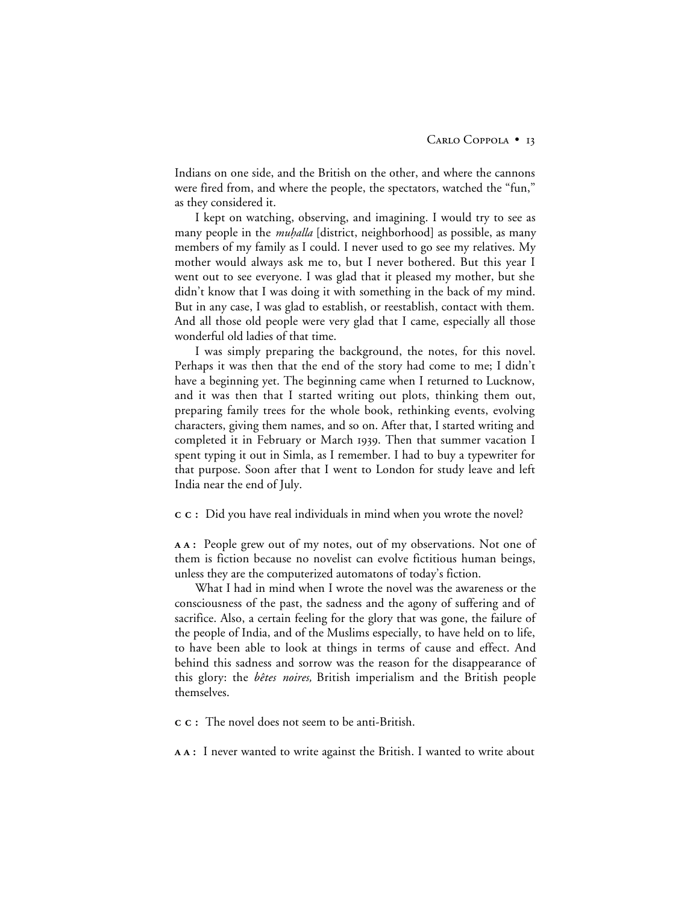Indians on one side, and the British on the other, and where the cannons were fired from, and where the people, the spectators, watched the "fun," as they considered it.

I kept on watching, observing, and imagining. I would try to see as many people in the *muḥalla* [district, neighborhood] as possible, as many members of my family as I could. I never used to go see my relatives. My mother would always ask me to, but I never bothered. But this year I went out to see everyone. I was glad that it pleased my mother, but she didn't know that I was doing it with something in the back of my mind. But in any case, I was glad to establish, or reestablish, contact with them. And all those old people were very glad that I came, especially all those wonderful old ladies of that time.

I was simply preparing the background, the notes, for this novel. Perhaps it was then that the end of the story had come to me; I didn't have a beginning yet. The beginning came when I returned to Lucknow, and it was then that I started writing out plots, thinking them out, preparing family trees for the whole book, rethinking events, evolving characters, giving them names, and so on. After that, I started writing and completed it in February or March 1939. Then that summer vacation I spent typing it out in Simla, as I remember. I had to buy a typewriter for that purpose. Soon after that I went to London for study leave and left India near the end of July.

**CC:** Did you have real individuals in mind when you wrote the novel?

**AA:** People grew out of my notes, out of my observations. Not one of them is fiction because no novelist can evolve fictitious human beings, unless they are the computerized automatons of today's fiction.

What I had in mind when I wrote the novel was the awareness or the consciousness of the past, the sadness and the agony of suffering and of sacrifice. Also, a certain feeling for the glory that was gone, the failure of the people of India, and of the Muslims especially, to have held on to life, to have been able to look at things in terms of cause and effect. And behind this sadness and sorrow was the reason for the disappearance of this glory: the *bêtes noires,* British imperialism and the British people themselves.

**CC:** The novel does not seem to be anti-British.

**AA:** I never wanted to write against the British. I wanted to write about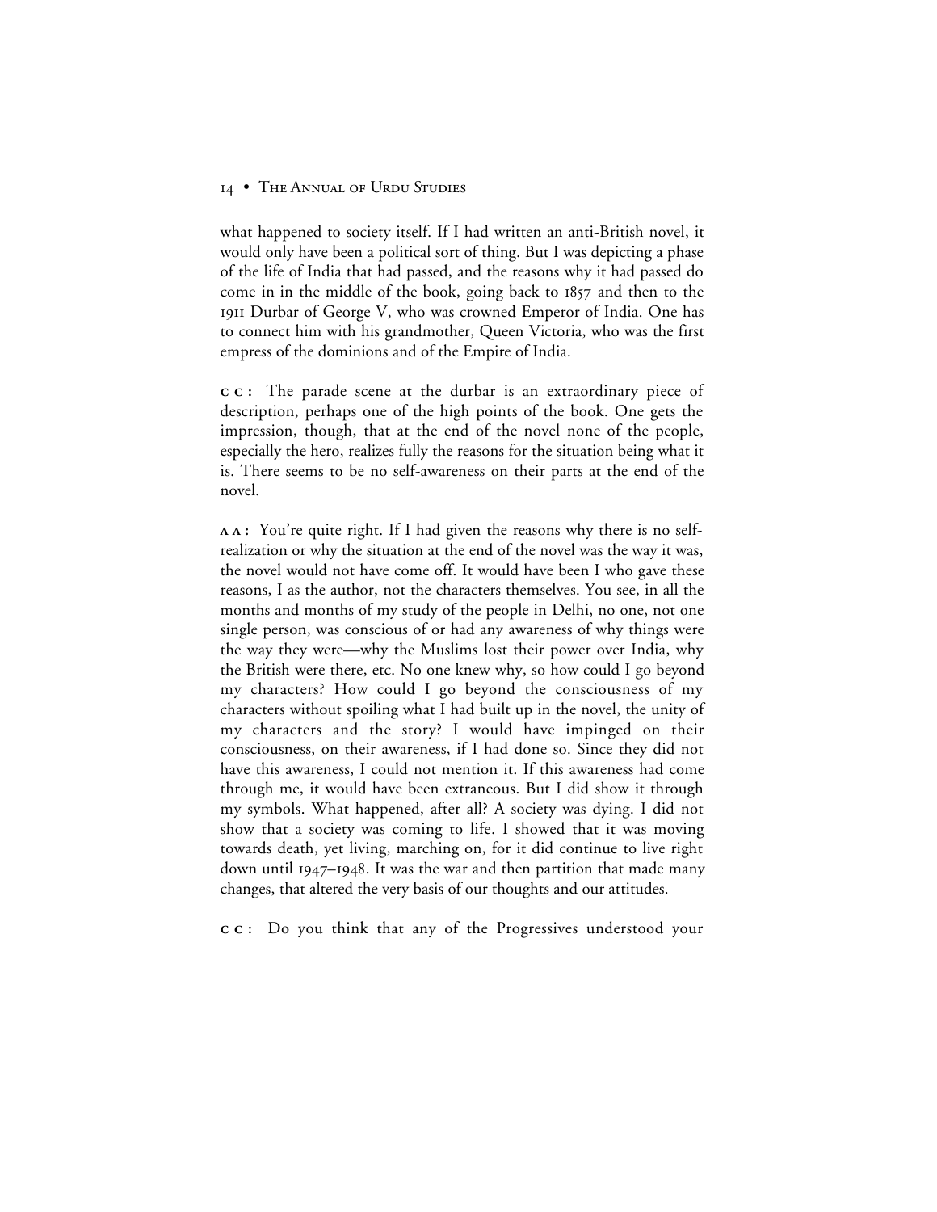what happened to society itself. If I had written an anti-British novel, it would only have been a political sort of thing. But I was depicting a phase of the life of India that had passed, and the reasons why it had passed do come in in the middle of the book, going back to 1857 and then to the 1911 Durbar of George V, who was crowned Emperor of India. One has to connect him with his grandmother, Queen Victoria, who was the first empress of the dominions and of the Empire of India.

**CC:** The parade scene at the durbar is an extraordinary piece of description, perhaps one of the high points of the book. One gets the impression, though, that at the end of the novel none of the people, especially the hero, realizes fully the reasons for the situation being what it is. There seems to be no self-awareness on their parts at the end of the novel.

**AA:** You're quite right. If I had given the reasons why there is no self-realization or why the situation at the end of the novel was the way it was, the novel would not have come off. It would have been I who gave these reasons, I as the author, not the characters themselves. You see, in all the months and months of my study of the people in Delhi, no one, not one single person, was conscious of or had any awareness of why things were the way they were—why the Muslims lost their power over India, why the British were there, etc. No one knew why, so how could I go beyond my characters? How could I go beyond the consciousness of my characters without spoiling what I had built up in the novel, the unity of my characters and the story? I would have impinged on their consciousness, on their awareness, if I had done so. Since they did not have this awareness, I could not mention it. If this awareness had come through me, it would have been extraneous. But I did show it through my symbols. What happened, after all? A society was dying. I did not show that a society was coming to life. I showed that it was moving towards death, yet living, marching on, for it did continue to live right down until 1947–1948. It was the war and then partition that made many changes, that altered the very basis of our thoughts and our attitudes.

**CC:** Do you think that any of the Progressives understood your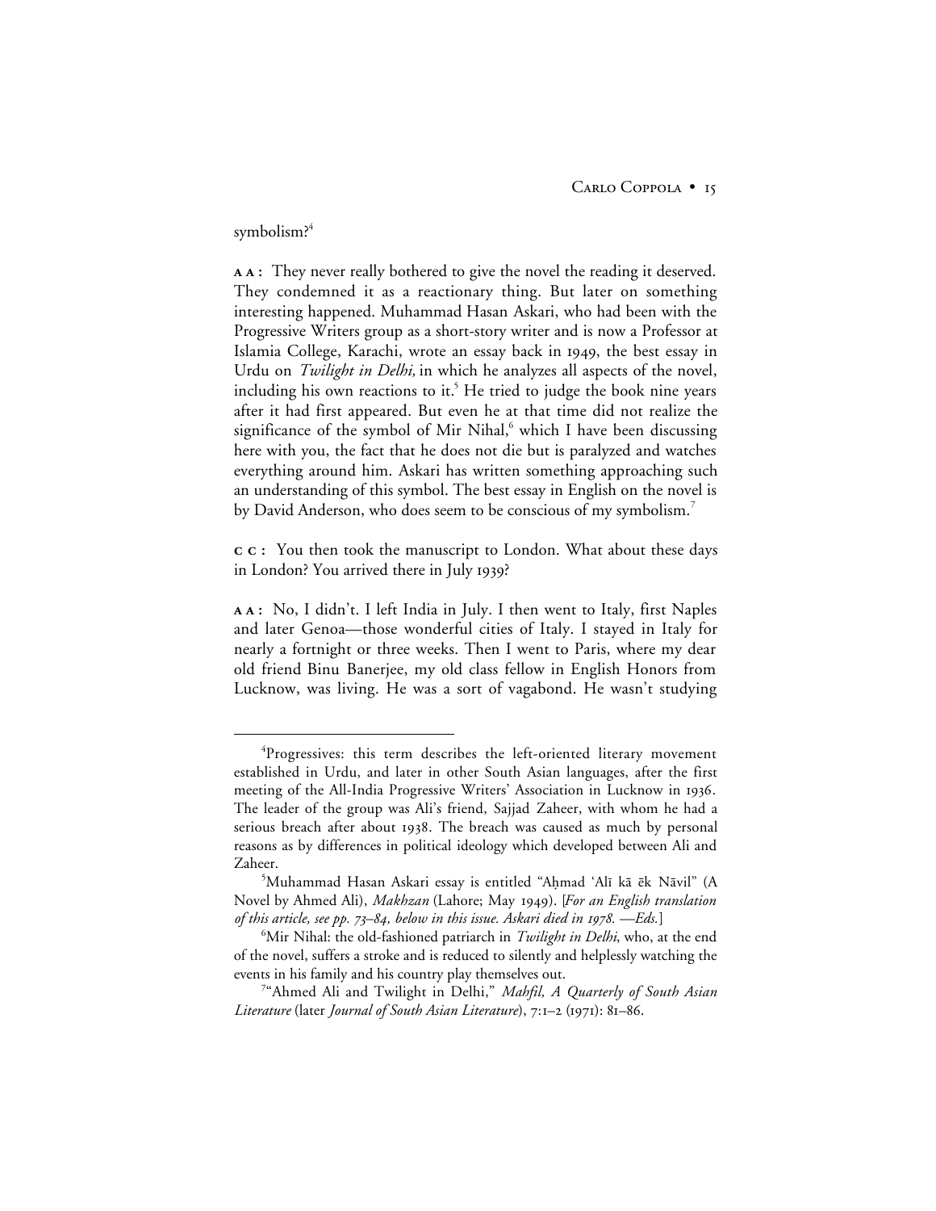symbolism?[4]

**AA:** They never really bothered to give the novel the reading it deserved. They condemned it as a reactionary thing. But later on something interesting happened. Muhammad Hasan Askari, who had been with the Progressive Writers group as a short-story writer and is now a Professor at Islamia College, Karachi, wrote an essay back in 1949, the best essay in Urdu on *Twilight in Delhi,* in which he analyzes all aspects of the novel, including his own reactions to it.[5] He tried to judge the book nine years after it had first appeared. But even he at that time did not realize the significance of the symbol of Mir Nihal,[6] which I have been discussing here with you, the fact that he does not die but is paralyzed and watches everything around him. Askari has written something approaching such an understanding of this symbol. The best essay in English on the novel is by David Anderson, who does seem to be conscious of my symbolism.[7]

**CC:** You then took the manuscript to London. What about these days in London? You arrived there in July 1939?

**AA:** No, I didn't. I left India in July. I then went to Italy, first Naples and later Genoa—those wonderful cities of Italy. I stayed in Italy for nearly a fortnight or three weeks. Then I went to Paris, where my dear old friend Binu Banerjee, my old class fellow in English Honors from Lucknow, was living. He was a sort of vagabond. He wasn't studying

---

[4]Progressives: this term describes the left-oriented literary movement established in Urdu, and later in other South Asian languages, after the first meeting of the All-India Progressive Writers' Association in Lucknow in 1936. The leader of the group was Ali's friend, Sajjad Zaheer, with whom he had a serious breach after about 1938. The breach was caused as much by personal reasons as by differences in political ideology which developed between Ali and Zaheer.

[5]Muhammad Hasan Askari essay is entitled "Aḥmad 'Alī kā ēk Nāvil" (A Novel by Ahmed Ali), *Makhzan* (Lahore; May 1949). [*For an English translation of this article, see pp. 73–84, below in this issue. Askari died in 1978. —Eds.*]

[6]Mir Nihal: the old-fashioned patriarch in *Twilight in Delhi*, who, at the end of the novel, suffers a stroke and is reduced to silently and helplessly watching the events in his family and his country play themselves out.

[7]"Ahmed Ali and Twilight in Delhi," *Mahfil, A Quarterly of South Asian Literature* (later *Journal of South Asian Literature*), 7:1–2 (1971): 81–86.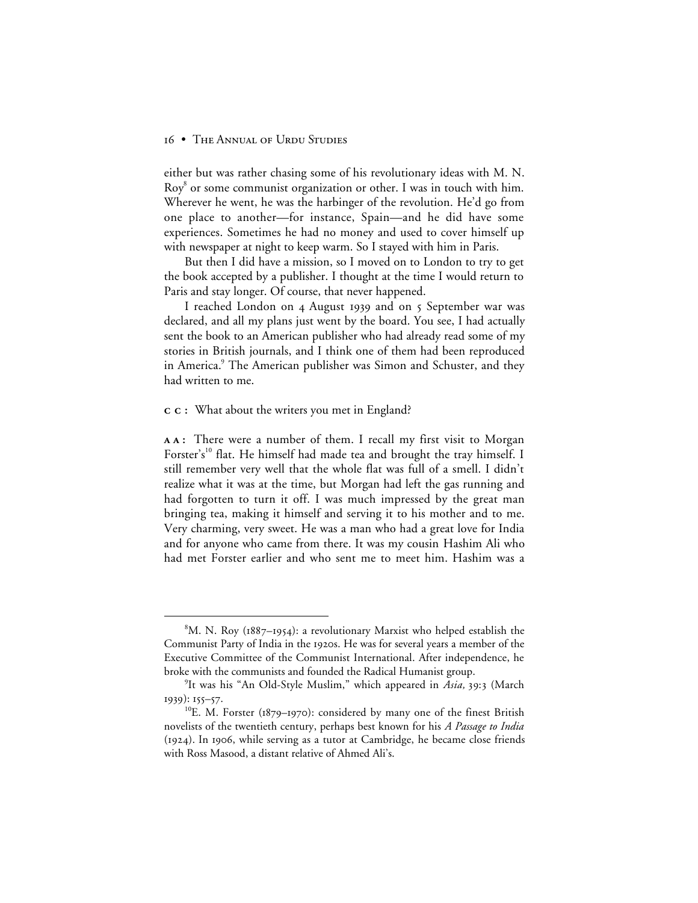either but was rather chasing some of his revolutionary ideas with M. N. Roy[8] or some communist organization or other. I was in touch with him. Wherever he went, he was the harbinger of the revolution. He'd go from one place to another—for instance, Spain—and he did have some experiences. Sometimes he had no money and used to cover himself up with newspaper at night to keep warm. So I stayed with him in Paris.

But then I did have a mission, so I moved on to London to try to get the book accepted by a publisher. I thought at the time I would return to Paris and stay longer. Of course, that never happened.

I reached London on 4 August 1939 and on 5 September war was declared, and all my plans just went by the board. You see, I had actually sent the book to an American publisher who had already read some of my stories in British journals, and I think one of them had been reproduced in America.[9] The American publisher was Simon and Schuster, and they had written to me.

**C C:** What about the writers you met in England?

**A A:** There were a number of them. I recall my first visit to Morgan Forster's[10] flat. He himself had made tea and brought the tray himself. I still remember very well that the whole flat was full of a smell. I didn't realize what it was at the time, but Morgan had left the gas running and had forgotten to turn it off. I was much impressed by the great man bringing tea, making it himself and serving it to his mother and to me. Very charming, very sweet. He was a man who had a great love for India and for anyone who came from there. It was my cousin Hashim Ali who had met Forster earlier and who sent me to meet him. Hashim was a

---

[8] M. N. Roy (1887–1954): a revolutionary Marxist who helped establish the Communist Party of India in the 1920s. He was for several years a member of the Executive Committee of the Communist International. After independence, he broke with the communists and founded the Radical Humanist group.

[9] It was his "An Old-Style Muslim," which appeared in *Asia,* 39:3 (March 1939): 155–57.

[10] E. M. Forster (1879–1970): considered by many one of the finest British novelists of the twentieth century, perhaps best known for his *A Passage to India* (1924). In 1906, while serving as a tutor at Cambridge, he became close friends with Ross Masood, a distant relative of Ahmed Ali's.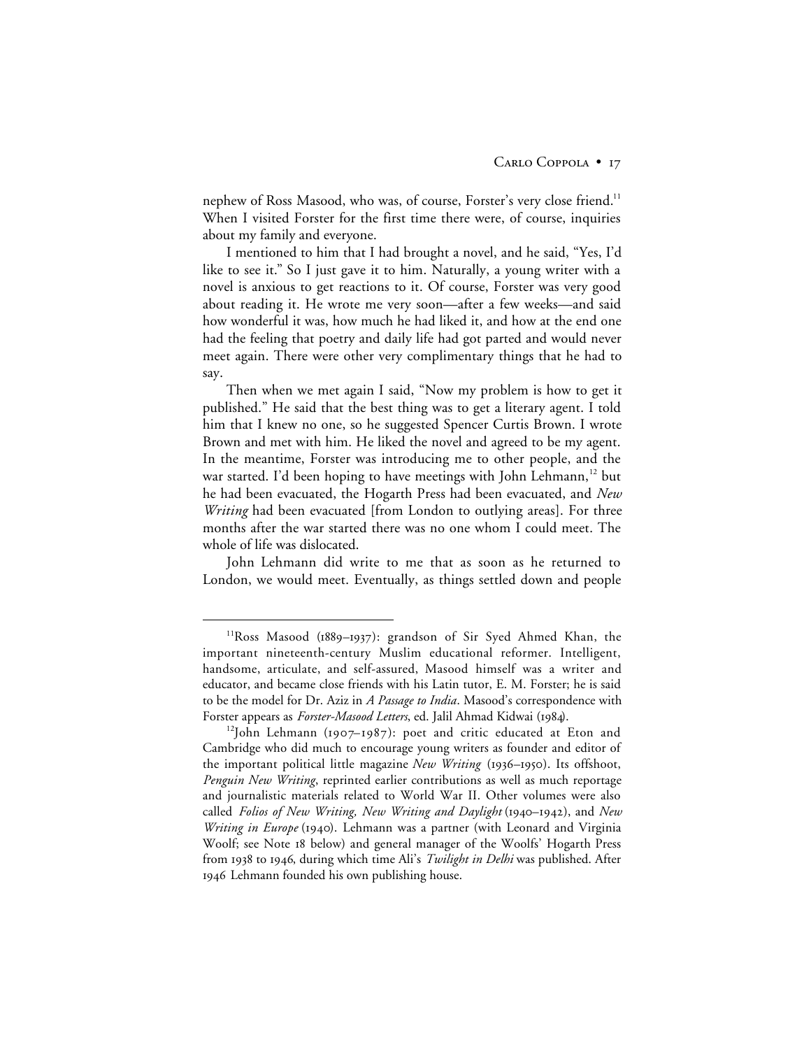nephew of Ross Masood, who was, of course, Forster's very close friend.[11] When I visited Forster for the first time there were, of course, inquiries about my family and everyone.

I mentioned to him that I had brought a novel, and he said, "Yes, I'd like to see it." So I just gave it to him. Naturally, a young writer with a novel is anxious to get reactions to it. Of course, Forster was very good about reading it. He wrote me very soon—after a few weeks—and said how wonderful it was, how much he had liked it, and how at the end one had the feeling that poetry and daily life had got parted and would never meet again. There were other very complimentary things that he had to say.

Then when we met again I said, "Now my problem is how to get it published." He said that the best thing was to get a literary agent. I told him that I knew no one, so he suggested Spencer Curtis Brown. I wrote Brown and met with him. He liked the novel and agreed to be my agent. In the meantime, Forster was introducing me to other people, and the war started. I'd been hoping to have meetings with John Lehmann,[12] but he had been evacuated, the Hogarth Press had been evacuated, and *New Writing* had been evacuated [from London to outlying areas]. For three months after the war started there was no one whom I could meet. The whole of life was dislocated.

John Lehmann did write to me that as soon as he returned to London, we would meet. Eventually, as things settled down and people

---

[11]Ross Masood (1889–1937): grandson of Sir Syed Ahmed Khan, the important nineteenth-century Muslim educational reformer. Intelligent, handsome, articulate, and self-assured, Masood himself was a writer and educator, and became close friends with his Latin tutor, E. M. Forster; he is said to be the model for Dr. Aziz in *A Passage to India*. Masood's correspondence with Forster appears as *Forster-Masood Letters*, ed. Jalil Ahmad Kidwai (1984).

[12]John Lehmann (1907–1987): poet and critic educated at Eton and Cambridge who did much to encourage young writers as founder and editor of the important political little magazine *New Writing* (1936–1950). Its offshoot, *Penguin New Writing*, reprinted earlier contributions as well as much reportage and journalistic materials related to World War II. Other volumes were also called *Folios of New Writing, New Writing and Daylight* (1940–1942), and *New Writing in Europe* (1940). Lehmann was a partner (with Leonard and Virginia Woolf; see Note 18 below) and general manager of the Woolfs' Hogarth Press from 1938 to 1946, during which time Ali's *Twilight in Delhi* was published. After 1946 Lehmann founded his own publishing house.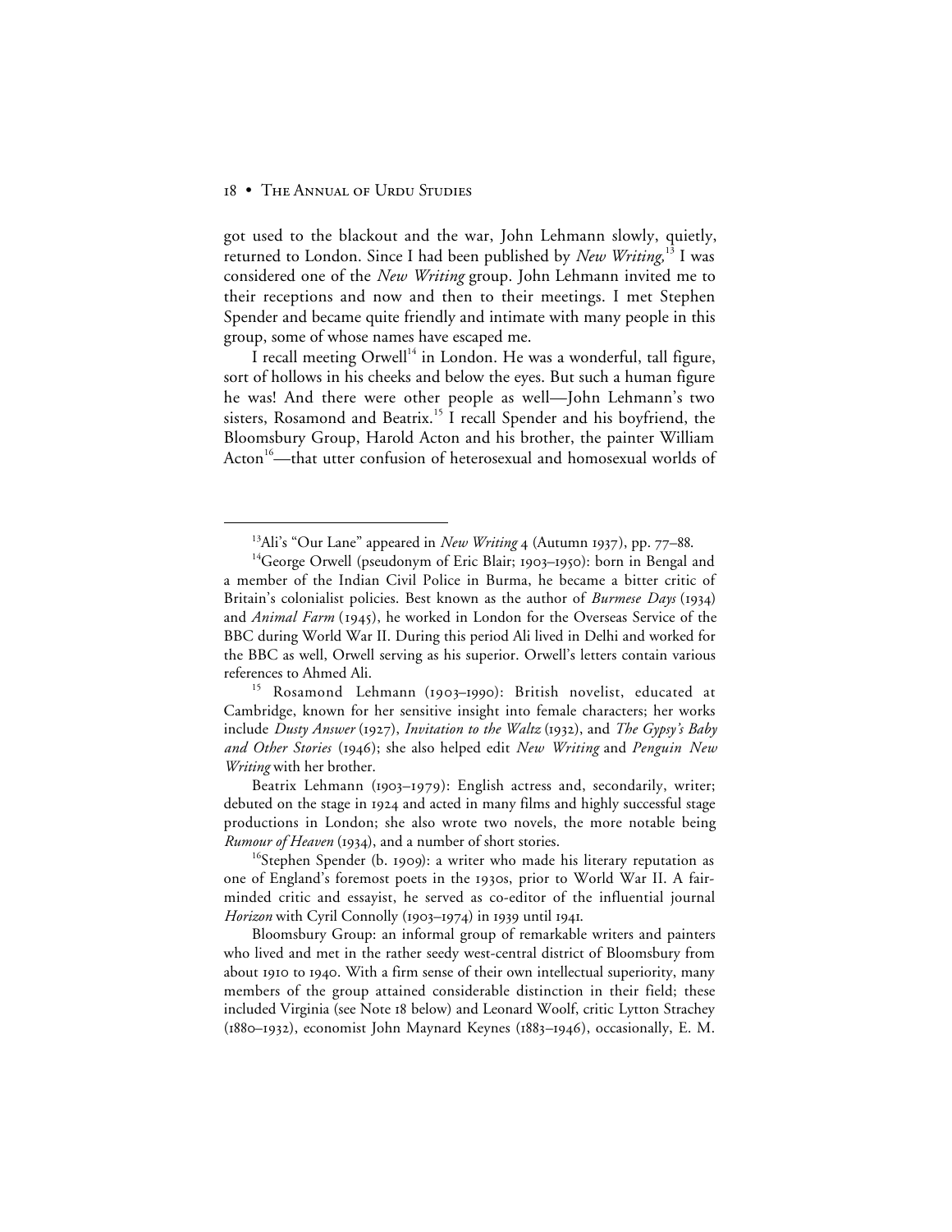got used to the blackout and the war, John Lehmann slowly, quietly, returned to London. Since I had been published by *New Writing*,[13] I was considered one of the *New Writing* group. John Lehmann invited me to their receptions and now and then to their meetings. I met Stephen Spender and became quite friendly and intimate with many people in this group, some of whose names have escaped me.

I recall meeting Orwell[14] in London. He was a wonderful, tall figure, sort of hollows in his cheeks and below the eyes. But such a human figure he was! And there were other people as well—John Lehmann's two sisters, Rosamond and Beatrix.[15] I recall Spender and his boyfriend, the Bloomsbury Group, Harold Acton and his brother, the painter William Acton[16]—that utter confusion of heterosexual and homosexual worlds of

---

[13] Ali's "Our Lane" appeared in *New Writing* 4 (Autumn 1937), pp. 77–88.

[14] George Orwell (pseudonym of Eric Blair; 1903–1950): born in Bengal and a member of the Indian Civil Police in Burma, he became a bitter critic of Britain's colonialist policies. Best known as the author of *Burmese Days* (1934) and *Animal Farm* (1945), he worked in London for the Overseas Service of the BBC during World War II. During this period Ali lived in Delhi and worked for the BBC as well, Orwell serving as his superior. Orwell's letters contain various references to Ahmed Ali.

[15] Rosamond Lehmann (1903–1990): British novelist, educated at Cambridge, known for her sensitive insight into female characters; her works include *Dusty Answer* (1927), *Invitation to the Waltz* (1932), and *The Gypsy's Baby and Other Stories* (1946); she also helped edit *New Writing* and *Penguin New Writing* with her brother.

Beatrix Lehmann (1903–1979): English actress and, secondarily, writer; debuted on the stage in 1924 and acted in many films and highly successful stage productions in London; she also wrote two novels, the more notable being *Rumour of Heaven* (1934), and a number of short stories.

[16] Stephen Spender (b. 1909): a writer who made his literary reputation as one of England's foremost poets in the 1930s, prior to World War II. A fair-minded critic and essayist, he served as co-editor of the influential journal *Horizon* with Cyril Connolly (1903–1974) in 1939 until 1941.

Bloomsbury Group: an informal group of remarkable writers and painters who lived and met in the rather seedy west-central district of Bloomsbury from about 1910 to 1940. With a firm sense of their own intellectual superiority, many members of the group attained considerable distinction in their field; these included Virginia (see Note 18 below) and Leonard Woolf, critic Lytton Strachey (1880–1932), economist John Maynard Keynes (1883–1946), occasionally, E. M.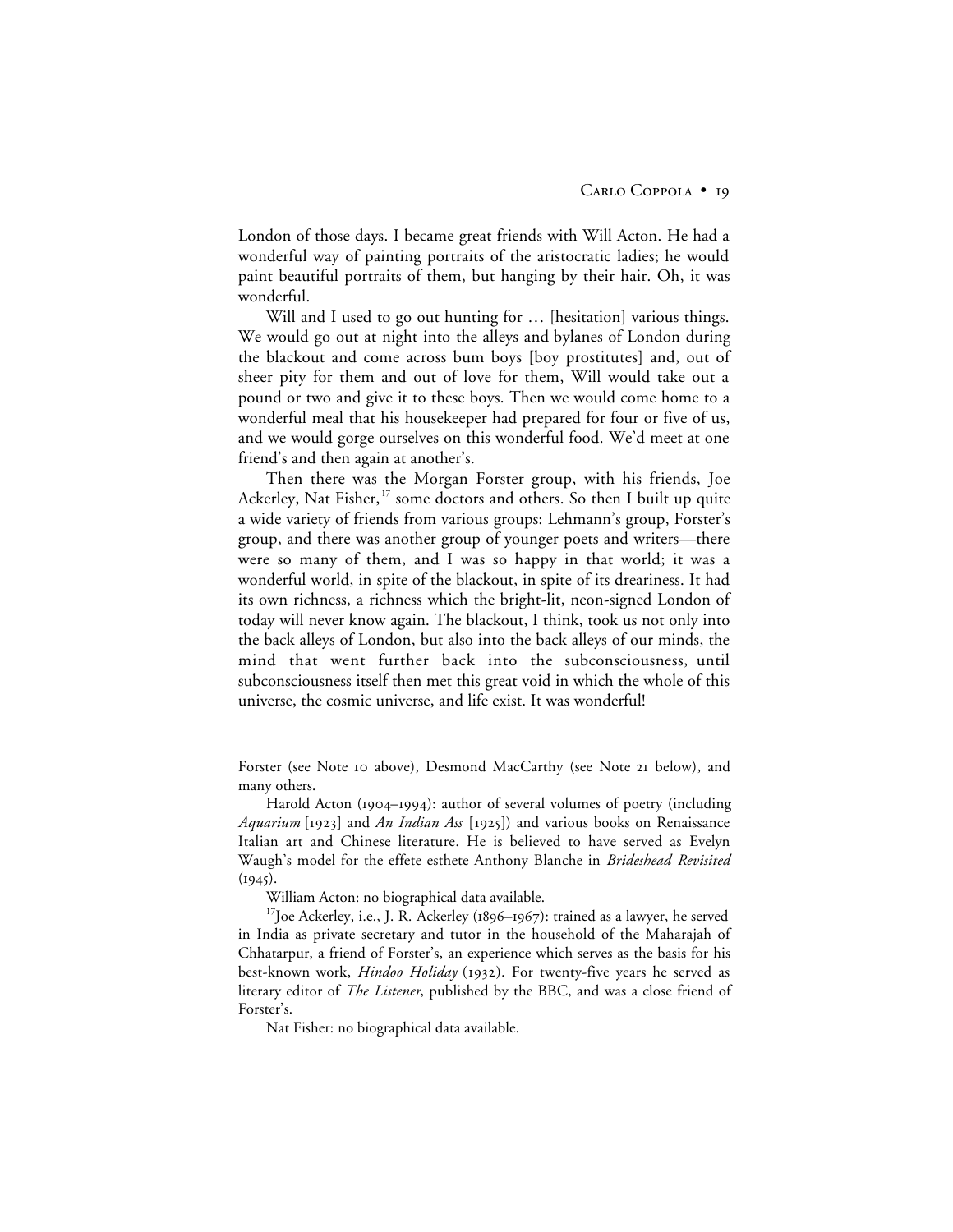London of those days. I became great friends with Will Acton. He had a wonderful way of painting portraits of the aristocratic ladies; he would paint beautiful portraits of them, but hanging by their hair. Oh, it was wonderful.

Will and I used to go out hunting for … [hesitation] various things. We would go out at night into the alleys and bylanes of London during the blackout and come across bum boys [boy prostitutes] and, out of sheer pity for them and out of love for them, Will would take out a pound or two and give it to these boys. Then we would come home to a wonderful meal that his housekeeper had prepared for four or five of us, and we would gorge ourselves on this wonderful food. We'd meet at one friend's and then again at another's.

Then there was the Morgan Forster group, with his friends, Joe Ackerley, Nat Fisher,[17] some doctors and others. So then I built up quite a wide variety of friends from various groups: Lehmann's group, Forster's group, and there was another group of younger poets and writers—there were so many of them, and I was so happy in that world; it was a wonderful world, in spite of the blackout, in spite of its dreariness. It had its own richness, a richness which the bright-lit, neon-signed London of today will never know again. The blackout, I think, took us not only into the back alleys of London, but also into the back alleys of our minds, the mind that went further back into the subconsciousness, until subconsciousness itself then met this great void in which the whole of this universe, the cosmic universe, and life exist. It was wonderful!

---

Forster (see Note 10 above), Desmond MacCarthy (see Note 21 below), and many others.

Harold Acton (1904–1994): author of several volumes of poetry (including *Aquarium* [1923] and *An Indian Ass* [1925]) and various books on Renaissance Italian art and Chinese literature. He is believed to have served as Evelyn Waugh's model for the effete esthete Anthony Blanche in *Brideshead Revisited* (1945).

William Acton: no biographical data available.

[17]Joe Ackerley, i.e., J. R. Ackerley (1896–1967): trained as a lawyer, he served in India as private secretary and tutor in the household of the Maharajah of Chhatarpur, a friend of Forster's, an experience which serves as the basis for his best-known work, *Hindoo Holiday* (1932). For twenty-five years he served as literary editor of *The Listener*, published by the BBC, and was a close friend of Forster's.

Nat Fisher: no biographical data available.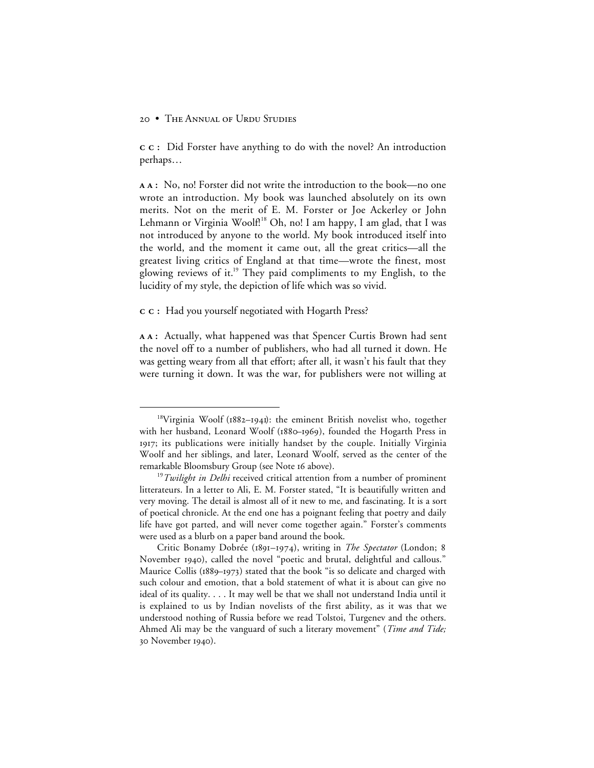**CC:** Did Forster have anything to do with the novel? An introduction perhaps…

**AA:** No, no! Forster did not write the introduction to the book—no one wrote an introduction. My book was launched absolutely on its own merits. Not on the merit of E. M. Forster or Joe Ackerley or John Lehmann or Virginia Woolf![18] Oh, no! I am happy, I am glad, that I was not introduced by anyone to the world. My book introduced itself into the world, and the moment it came out, all the great critics—all the greatest living critics of England at that time—wrote the finest, most glowing reviews of it.[19] They paid compliments to my English, to the lucidity of my style, the depiction of life which was so vivid.

**CC:** Had you yourself negotiated with Hogarth Press?

**AA:** Actually, what happened was that Spencer Curtis Brown had sent the novel off to a number of publishers, who had all turned it down. He was getting weary from all that effort; after all, it wasn't his fault that they were turning it down. It was the war, for publishers were not willing at

---

[18] Virginia Woolf (1882–1941): the eminent British novelist who, together with her husband, Leonard Woolf (1880–1969), founded the Hogarth Press in 1917; its publications were initially handset by the couple. Initially Virginia Woolf and her siblings, and later, Leonard Woolf, served as the center of the remarkable Bloomsbury Group (see Note 16 above).

[19] *Twilight in Delhi* received critical attention from a number of prominent litterateurs. In a letter to Ali, E. M. Forster stated, "It is beautifully written and very moving. The detail is almost all of it new to me, and fascinating. It is a sort of poetical chronicle. At the end one has a poignant feeling that poetry and daily life have got parted, and will never come together again." Forster's comments were used as a blurb on a paper band around the book.

Critic Bonamy Dobrée (1891–1974), writing in *The Spectator* (London; 8 November 1940), called the novel "poetic and brutal, delightful and callous." Maurice Collis (1889–1973) stated that the book "is so delicate and charged with such colour and emotion, that a bold statement of what it is about can give no ideal of its quality. . . . It may well be that we shall not understand India until it is explained to us by Indian novelists of the first ability, as it was that we understood nothing of Russia before we read Tolstoi, Turgenev and the others. Ahmed Ali may be the vanguard of such a literary movement" (*Time and Tide;* 30 November 1940).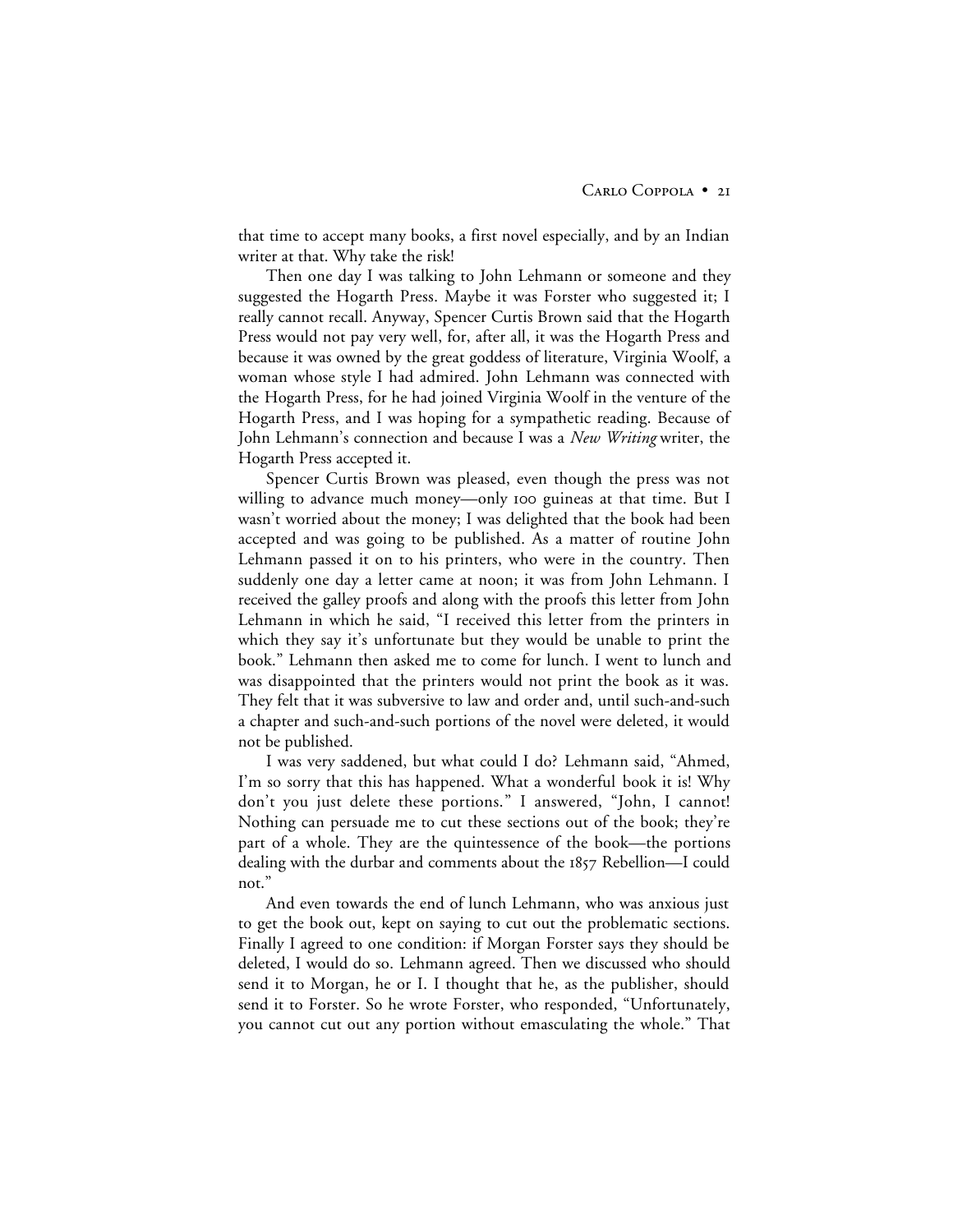that time to accept many books, a first novel especially, and by an Indian writer at that. Why take the risk!

Then one day I was talking to John Lehmann or someone and they suggested the Hogarth Press. Maybe it was Forster who suggested it; I really cannot recall. Anyway, Spencer Curtis Brown said that the Hogarth Press would not pay very well, for, after all, it was the Hogarth Press and because it was owned by the great goddess of literature, Virginia Woolf, a woman whose style I had admired. John Lehmann was connected with the Hogarth Press, for he had joined Virginia Woolf in the venture of the Hogarth Press, and I was hoping for a sympathetic reading. Because of John Lehmann's connection and because I was a *New Writing* writer, the Hogarth Press accepted it.

Spencer Curtis Brown was pleased, even though the press was not willing to advance much money—only 100 guineas at that time. But I wasn't worried about the money; I was delighted that the book had been accepted and was going to be published. As a matter of routine John Lehmann passed it on to his printers, who were in the country. Then suddenly one day a letter came at noon; it was from John Lehmann. I received the galley proofs and along with the proofs this letter from John Lehmann in which he said, "I received this letter from the printers in which they say it's unfortunate but they would be unable to print the book." Lehmann then asked me to come for lunch. I went to lunch and was disappointed that the printers would not print the book as it was. They felt that it was subversive to law and order and, until such-and-such a chapter and such-and-such portions of the novel were deleted, it would not be published.

I was very saddened, but what could I do? Lehmann said, "Ahmed, I'm so sorry that this has happened. What a wonderful book it is! Why don't you just delete these portions." I answered, "John, I cannot! Nothing can persuade me to cut these sections out of the book; they're part of a whole. They are the quintessence of the book—the portions dealing with the durbar and comments about the 1857 Rebellion—I could not."

And even towards the end of lunch Lehmann, who was anxious just to get the book out, kept on saying to cut out the problematic sections. Finally I agreed to one condition: if Morgan Forster says they should be deleted, I would do so. Lehmann agreed. Then we discussed who should send it to Morgan, he or I. I thought that he, as the publisher, should send it to Forster. So he wrote Forster, who responded, "Unfortunately, you cannot cut out any portion without emasculating the whole." That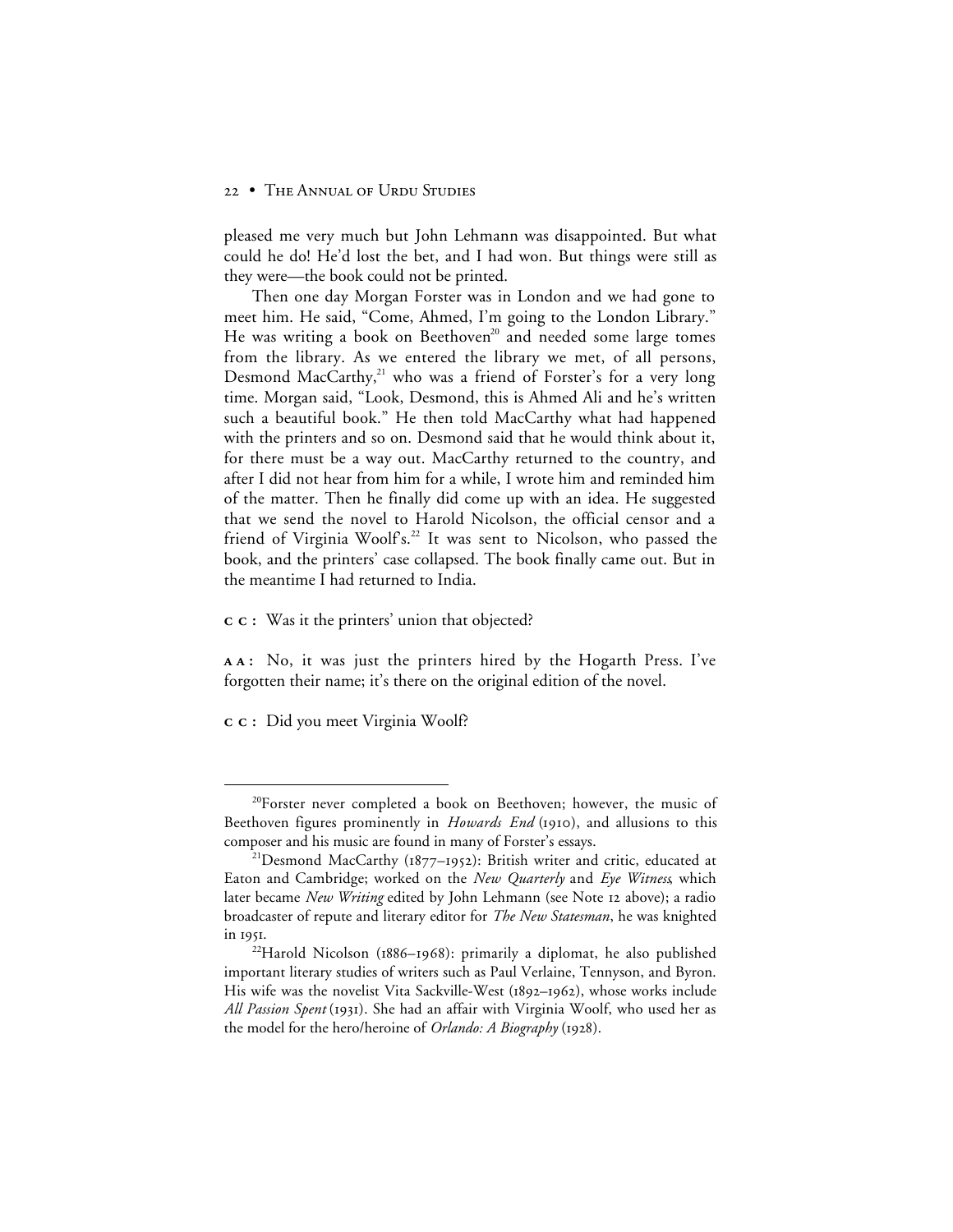pleased me very much but John Lehmann was disappointed. But what could he do! He'd lost the bet, and I had won. But things were still as they were—the book could not be printed.

Then one day Morgan Forster was in London and we had gone to meet him. He said, "Come, Ahmed, I'm going to the London Library." He was writing a book on Beethoven[20] and needed some large tomes from the library. As we entered the library we met, of all persons, Desmond MacCarthy,[21] who was a friend of Forster's for a very long time. Morgan said, "Look, Desmond, this is Ahmed Ali and he's written such a beautiful book." He then told MacCarthy what had happened with the printers and so on. Desmond said that he would think about it, for there must be a way out. MacCarthy returned to the country, and after I did not hear from him for a while, I wrote him and reminded him of the matter. Then he finally did come up with an idea. He suggested that we send the novel to Harold Nicolson, the official censor and a friend of Virginia Woolf's.[22] It was sent to Nicolson, who passed the book, and the printers' case collapsed. The book finally came out. But in the meantime I had returned to India.

**CC:** Was it the printers' union that objected?

**AA:** No, it was just the printers hired by the Hogarth Press. I've forgotten their name; it's there on the original edition of the novel.

**CC:** Did you meet Virginia Woolf?

---

[20]Forster never completed a book on Beethoven; however, the music of Beethoven figures prominently in *Howards End* (1910), and allusions to this composer and his music are found in many of Forster's essays.

[21]Desmond MacCarthy (1877–1952): British writer and critic, educated at Eaton and Cambridge; worked on the *New Quarterly* and *Eye Witness*, which later became *New Writing* edited by John Lehmann (see Note 12 above); a radio broadcaster of repute and literary editor for *The New Statesman*, he was knighted in 1951.

[22]Harold Nicolson (1886–1968): primarily a diplomat, he also published important literary studies of writers such as Paul Verlaine, Tennyson, and Byron. His wife was the novelist Vita Sackville-West (1892–1962), whose works include *All Passion Spent* (1931). She had an affair with Virginia Woolf, who used her as the model for the hero/heroine of *Orlando: A Biography* (1928).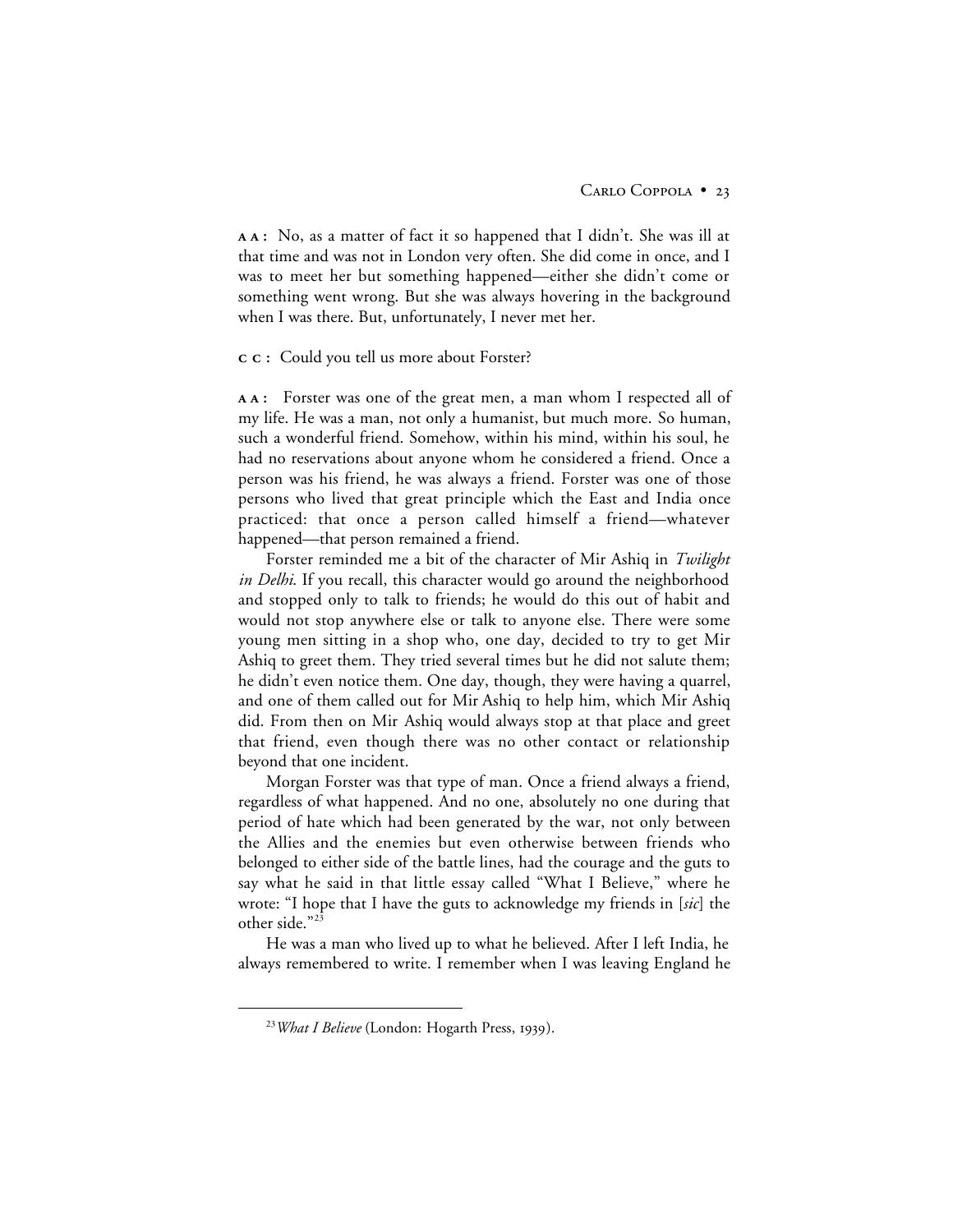**AA:** No, as a matter of fact it so happened that I didn't. She was ill at that time and was not in London very often. She did come in once, and I was to meet her but something happened—either she didn't come or something went wrong. But she was always hovering in the background when I was there. But, unfortunately, I never met her.

**CC:** Could you tell us more about Forster?

**AA:** Forster was one of the great men, a man whom I respected all of my life. He was a man, not only a humanist, but much more. So human, such a wonderful friend. Somehow, within his mind, within his soul, he had no reservations about anyone whom he considered a friend. Once a person was his friend, he was always a friend. Forster was one of those persons who lived that great principle which the East and India once practiced: that once a person called himself a friend—whatever happened—that person remained a friend.

Forster reminded me a bit of the character of Mir Ashiq in *Twilight in Delhi*. If you recall, this character would go around the neighborhood and stopped only to talk to friends; he would do this out of habit and would not stop anywhere else or talk to anyone else. There were some young men sitting in a shop who, one day, decided to try to get Mir Ashiq to greet them. They tried several times but he did not salute them; he didn't even notice them. One day, though, they were having a quarrel, and one of them called out for Mir Ashiq to help him, which Mir Ashiq did. From then on Mir Ashiq would always stop at that place and greet that friend, even though there was no other contact or relationship beyond that one incident.

Morgan Forster was that type of man. Once a friend always a friend, regardless of what happened. And no one, absolutely no one during that period of hate which had been generated by the war, not only between the Allies and the enemies but even otherwise between friends who belonged to either side of the battle lines, had the courage and the guts to say what he said in that little essay called "What I Believe," where he wrote: "I hope that I have the guts to acknowledge my friends in [*sic*] the other side."[23]

He was a man who lived up to what he believed. After I left India, he always remembered to write. I remember when I was leaving England he

[23] *What I Believe* (London: Hogarth Press, 1939).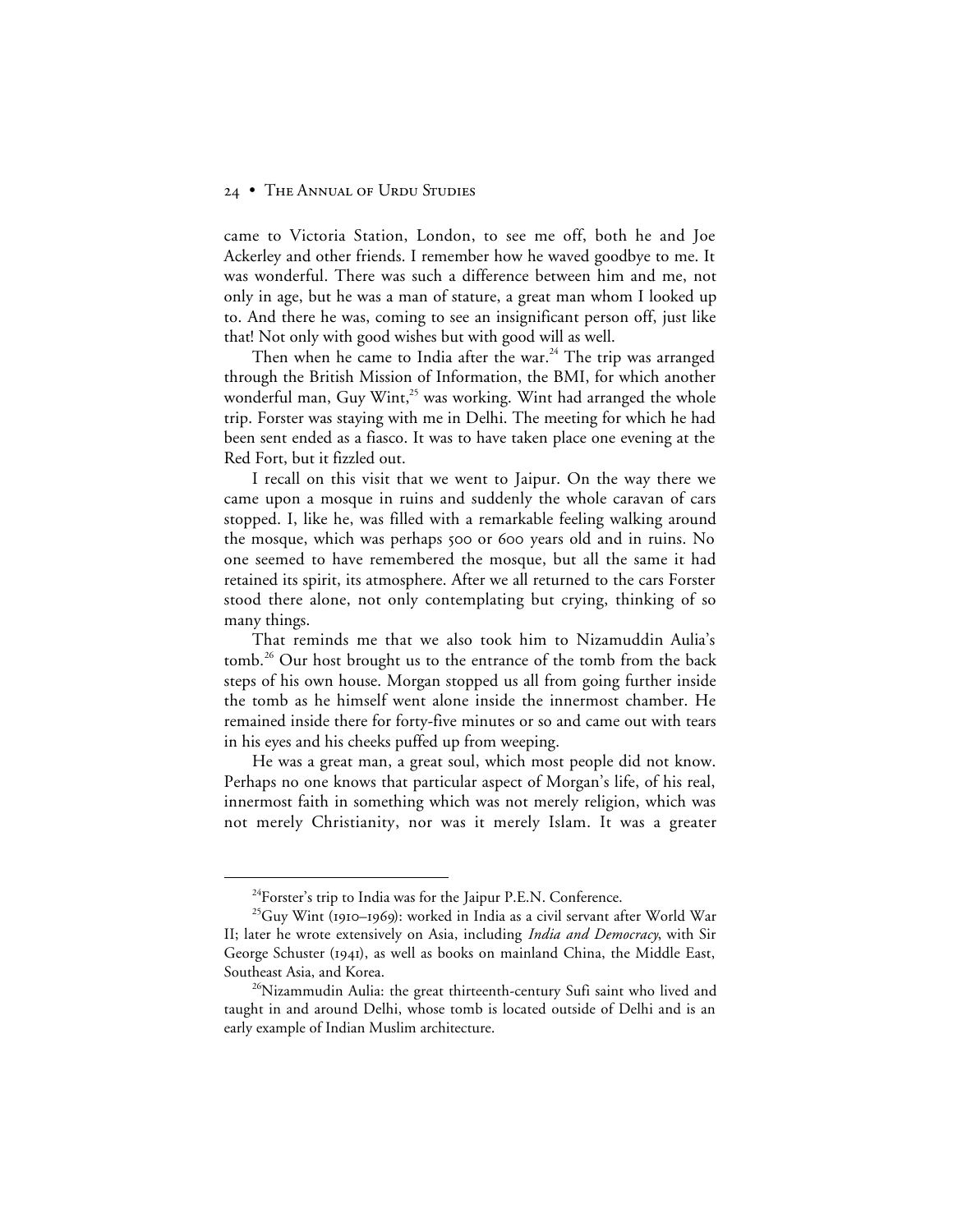came to Victoria Station, London, to see me off, both he and Joe Ackerley and other friends. I remember how he waved goodbye to me. It was wonderful. There was such a difference between him and me, not only in age, but he was a man of stature, a great man whom I looked up to. And there he was, coming to see an insignificant person off, just like that! Not only with good wishes but with good will as well.

Then when he came to India after the war.[24] The trip was arranged through the British Mission of Information, the BMI, for which another wonderful man, Guy Wint,[25] was working. Wint had arranged the whole trip. Forster was staying with me in Delhi. The meeting for which he had been sent ended as a fiasco. It was to have taken place one evening at the Red Fort, but it fizzled out.

I recall on this visit that we went to Jaipur. On the way there we came upon a mosque in ruins and suddenly the whole caravan of cars stopped. I, like he, was filled with a remarkable feeling walking around the mosque, which was perhaps 500 or 600 years old and in ruins. No one seemed to have remembered the mosque, but all the same it had retained its spirit, its atmosphere. After we all returned to the cars Forster stood there alone, not only contemplating but crying, thinking of so many things.

That reminds me that we also took him to Nizamuddin Aulia's tomb.[26] Our host brought us to the entrance of the tomb from the back steps of his own house. Morgan stopped us all from going further inside the tomb as he himself went alone inside the innermost chamber. He remained inside there for forty-five minutes or so and came out with tears in his eyes and his cheeks puffed up from weeping.

He was a great man, a great soul, which most people did not know. Perhaps no one knows that particular aspect of Morgan's life, of his real, innermost faith in something which was not merely religion, which was not merely Christianity, nor was it merely Islam. It was a greater

---

[24] Forster's trip to India was for the Jaipur P.E.N. Conference.

[25] Guy Wint (1910–1969): worked in India as a civil servant after World War II; later he wrote extensively on Asia, including *India and Democracy*, with Sir George Schuster (1941), as well as books on mainland China, the Middle East, Southeast Asia, and Korea.

[26] Nizammudin Aulia: the great thirteenth-century Sufi saint who lived and taught in and around Delhi, whose tomb is located outside of Delhi and is an early example of Indian Muslim architecture.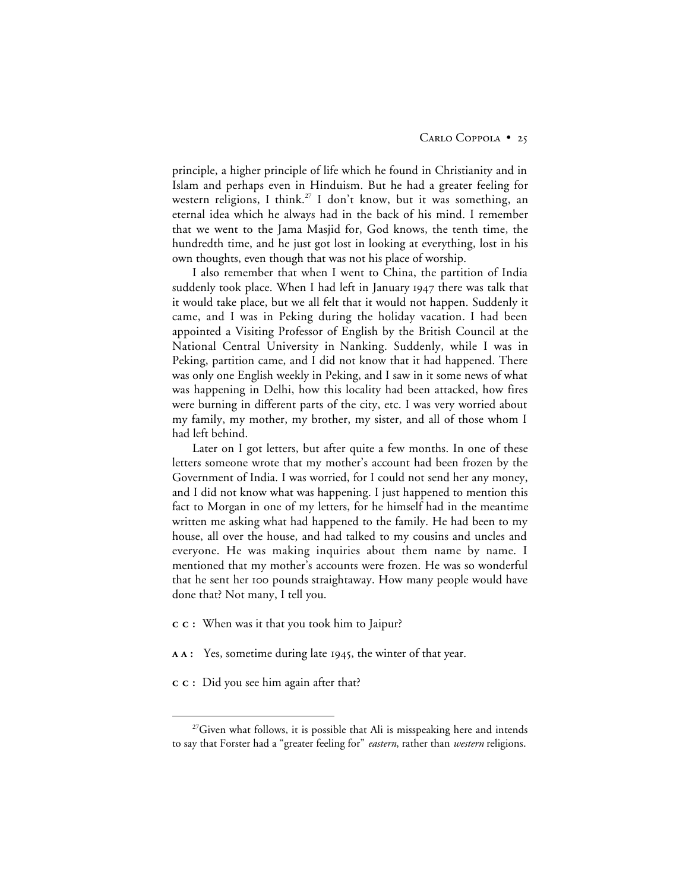principle, a higher principle of life which he found in Christianity and in Islam and perhaps even in Hinduism. But he had a greater feeling for western religions, I think.[27] I don't know, but it was something, an eternal idea which he always had in the back of his mind. I remember that we went to the Jama Masjid for, God knows, the tenth time, the hundredth time, and he just got lost in looking at everything, lost in his own thoughts, even though that was not his place of worship.

I also remember that when I went to China, the partition of India suddenly took place. When I had left in January 1947 there was talk that it would take place, but we all felt that it would not happen. Suddenly it came, and I was in Peking during the holiday vacation. I had been appointed a Visiting Professor of English by the British Council at the National Central University in Nanking. Suddenly, while I was in Peking, partition came, and I did not know that it had happened. There was only one English weekly in Peking, and I saw in it some news of what was happening in Delhi, how this locality had been attacked, how fires were burning in different parts of the city, etc. I was very worried about my family, my mother, my brother, my sister, and all of those whom I had left behind.

Later on I got letters, but after quite a few months. In one of these letters someone wrote that my mother's account had been frozen by the Government of India. I was worried, for I could not send her any money, and I did not know what was happening. I just happened to mention this fact to Morgan in one of my letters, for he himself had in the meantime written me asking what had happened to the family. He had been to my house, all over the house, and had talked to my cousins and uncles and everyone. He was making inquiries about them name by name. I mentioned that my mother's accounts were frozen. He was so wonderful that he sent her 100 pounds straightaway. How many people would have done that? Not many, I tell you.

**C C:** When was it that you took him to Jaipur?

**A A:** Yes, sometime during late 1945, the winter of that year.

**C C:** Did you see him again after that?

---

[27] Given what follows, it is possible that Ali is misspeaking here and intends to say that Forster had a "greater feeling for" *eastern*, rather than *western* religions.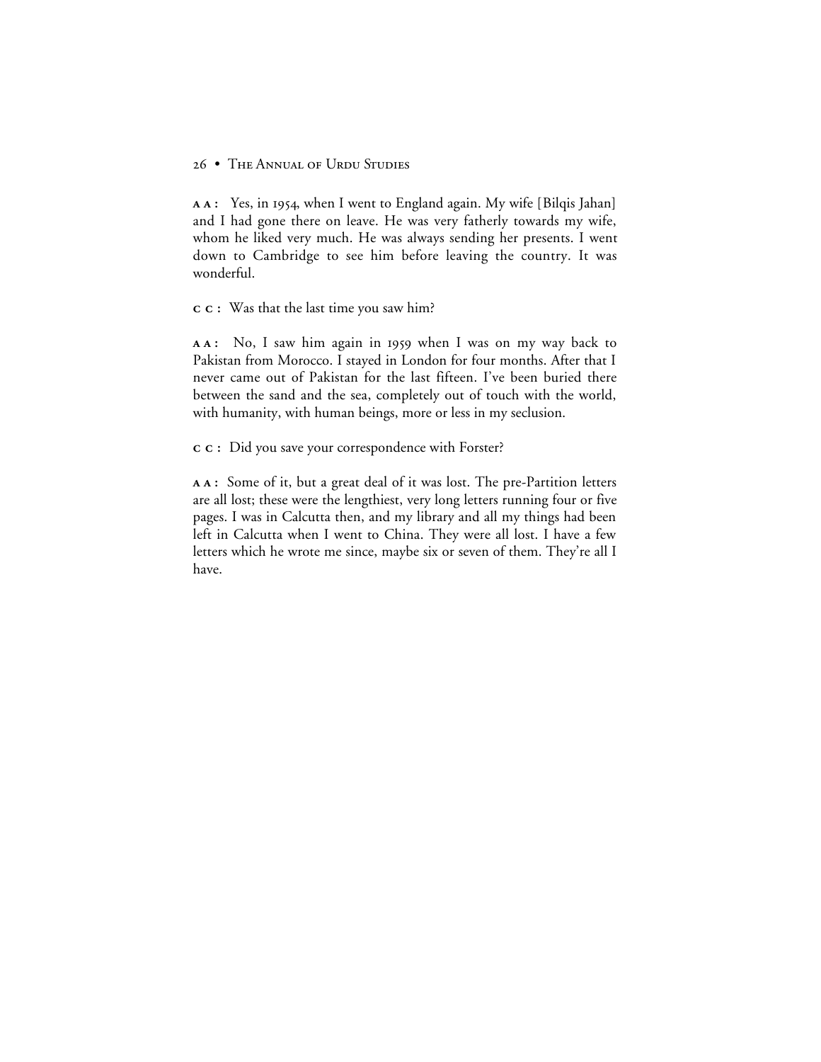**AA:** Yes, in 1954, when I went to England again. My wife [Bilqis Jahan] and I had gone there on leave. He was very fatherly towards my wife, whom he liked very much. He was always sending her presents. I went down to Cambridge to see him before leaving the country. It was wonderful.

**CC:** Was that the last time you saw him?

**AA:** No, I saw him again in 1959 when I was on my way back to Pakistan from Morocco. I stayed in London for four months. After that I never came out of Pakistan for the last fifteen. I've been buried there between the sand and the sea, completely out of touch with the world, with humanity, with human beings, more or less in my seclusion.

**CC:** Did you save your correspondence with Forster?

**AA:** Some of it, but a great deal of it was lost. The pre-Partition letters are all lost; these were the lengthiest, very long letters running four or five pages. I was in Calcutta then, and my library and all my things had been left in Calcutta when I went to China. They were all lost. I have a few letters which he wrote me since, maybe six or seven of them. They're all I have.